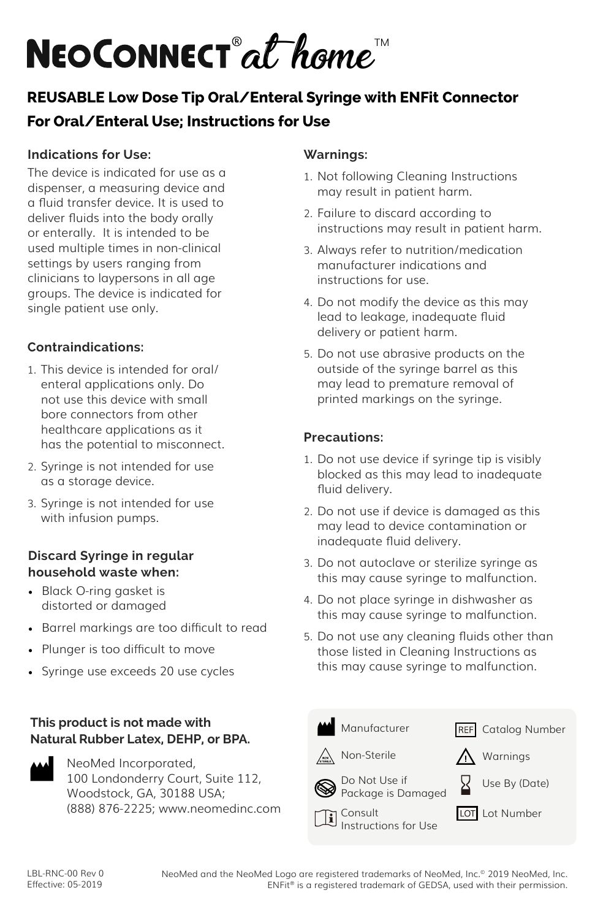# NeoConnect® at home™

## REUSABLE Low Dose Tip Oral/Enteral Syringe with ENFit Connector
## For Oral/Enteral Use; Instructions for Use

### Indications for Use:

The device is indicated for use as a dispenser, a measuring device and a fluid transfer device. It is used to deliver fluids into the body orally or enterally. It is intended to be used multiple times in non-clinical settings by users ranging from clinicians to laypersons in all age groups. The device is indicated for single patient use only.

### Contraindications:

1. This device is intended for oral/enteral applications only. Do not use this device with small bore connectors from other healthcare applications as it has the potential to misconnect.
2. Syringe is not intended for use as a storage device.
3. Syringe is not intended for use with infusion pumps.

### Discard Syringe in regular household waste when:

- Black O-ring gasket is distorted or damaged
- Barrel markings are too difficult to read
- Plunger is too difficult to move
- Syringe use exceeds 20 use cycles

### Warnings:

1. Not following Cleaning Instructions may result in patient harm.
2. Failure to discard according to instructions may result in patient harm.
3. Always refer to nutrition/medication manufacturer indications and instructions for use.
4. Do not modify the device as this may lead to leakage, inadequate fluid delivery or patient harm.
5. Do not use abrasive products on the outside of the syringe barrel as this may lead to premature removal of printed markings on the syringe.

### Precautions:

1. Do not use device if syringe tip is visibly blocked as this may lead to inadequate fluid delivery.
2. Do not use if device is damaged as this may lead to device contamination or inadequate fluid delivery.
3. Do not autoclave or sterilize syringe as this may cause syringe to malfunction.
4. Do not place syringe in dishwasher as this may cause syringe to malfunction.
5. Do not use any cleaning fluids other than those listed in Cleaning Instructions as this may cause syringe to malfunction.

**This product is not made with Natural Rubber Latex, DEHP, or BPA.**

NeoMed Incorporated,
100 Londonderry Court, Suite 112,
Woodstock, GA, 30188 USA;
(888) 876-2225; www.neomedinc.com

| Symbol | Meaning | Symbol | Meaning |
|---|---|---|---|
| | Manufacturer | REF | Catalog Number |
| NON STERILE | Non-Sterile | | Warnings |
| | Do Not Use if Package is Damaged | | Use By (Date) |
| | Consult Instructions for Use | LOT | Lot Number |

LBL-RNC-00 Rev 0
Effective: 05-2019

NeoMed and the NeoMed Logo are registered trademarks of NeoMed, Inc.© 2019 NeoMed, Inc.
ENFit® is a registered trademark of GEDSA, used with their permission.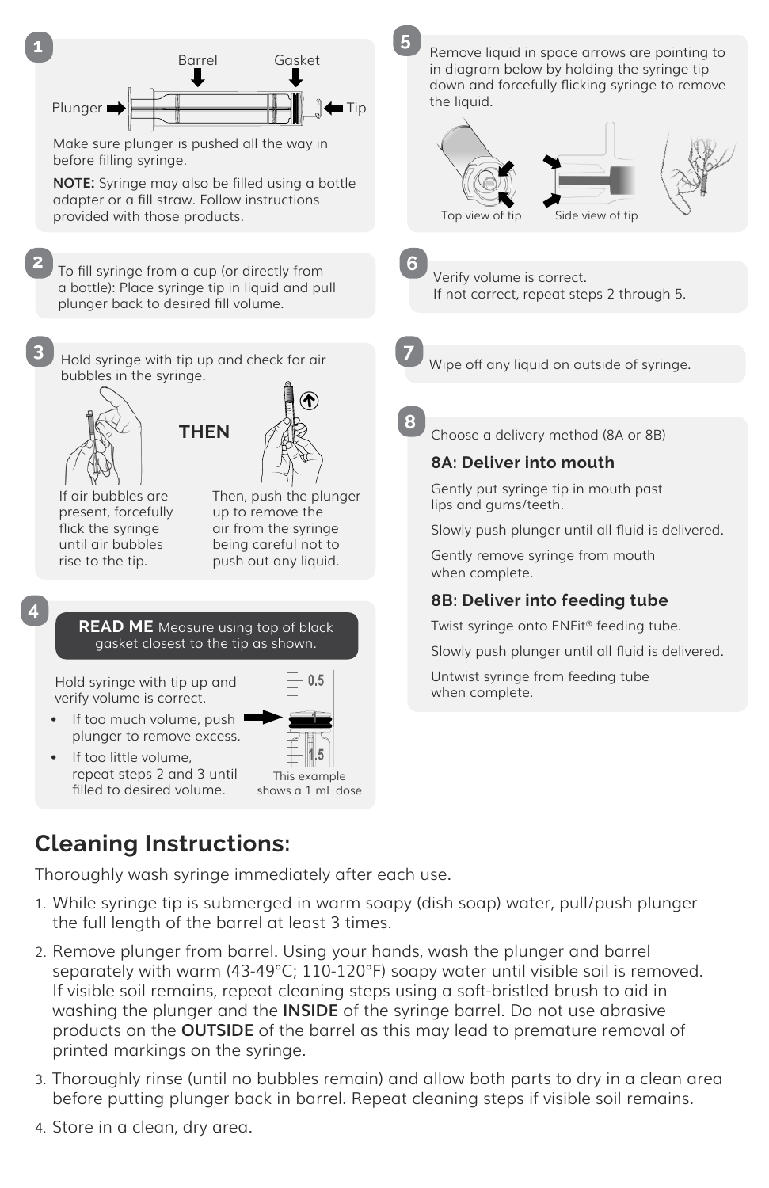**1**

Barrel

Gasket

Plunger

Tip

Make sure plunger is pushed all the way in before filling syringe.

**NOTE:** Syringe may also be filled using a bottle adapter or a fill straw. Follow instructions provided with those products.

**2**

To fill syringe from a cup (or directly from a bottle): Place syringe tip in liquid and pull plunger back to desired fill volume.

**3**

Hold syringe with tip up and check for air bubbles in the syringe.

If air bubbles are present, forcefully flick the syringe until air bubbles rise to the tip.

**THEN**

Then, push the plunger up to remove the air from the syringe being careful not to push out any liquid.

**4**

**READ ME** Measure using top of black gasket closest to the tip as shown.

Hold syringe with tip up and verify volume is correct.

- If too much volume, push plunger to remove excess.
- If too little volume, repeat steps 2 and 3 until filled to desired volume.

0.5

1.5

This example shows a 1 mL dose

**5**

Remove liquid in space arrows are pointing to in diagram below by holding the syringe tip down and forcefully flicking syringe to remove the liquid.

Top view of tip

Side view of tip

**6**

Verify volume is correct.
If not correct, repeat steps 2 through 5.

**7**

Wipe off any liquid on outside of syringe.

**8**

Choose a delivery method (8A or 8B)

### 8A: Deliver into mouth

Gently put syringe tip in mouth past lips and gums/teeth.

Slowly push plunger until all fluid is delivered.

Gently remove syringe from mouth when complete.

### 8B: Deliver into feeding tube

Twist syringe onto ENFit® feeding tube.

Slowly push plunger until all fluid is delivered.

Untwist syringe from feeding tube when complete.

## Cleaning Instructions:

Thoroughly wash syringe immediately after each use.

1. While syringe tip is submerged in warm soapy (dish soap) water, pull/push plunger the full length of the barrel at least 3 times.
2. Remove plunger from barrel. Using your hands, wash the plunger and barrel separately with warm (43-49°C; 110-120°F) soapy water until visible soil is removed. If visible soil remains, repeat cleaning steps using a soft-bristled brush to aid in washing the plunger and the **INSIDE** of the syringe barrel. Do not use abrasive products on the **OUTSIDE** of the barrel as this may lead to premature removal of printed markings on the syringe.
3. Thoroughly rinse (until no bubbles remain) and allow both parts to dry in a clean area before putting plunger back in barrel. Repeat cleaning steps if visible soil remains.
4. Store in a clean, dry area.